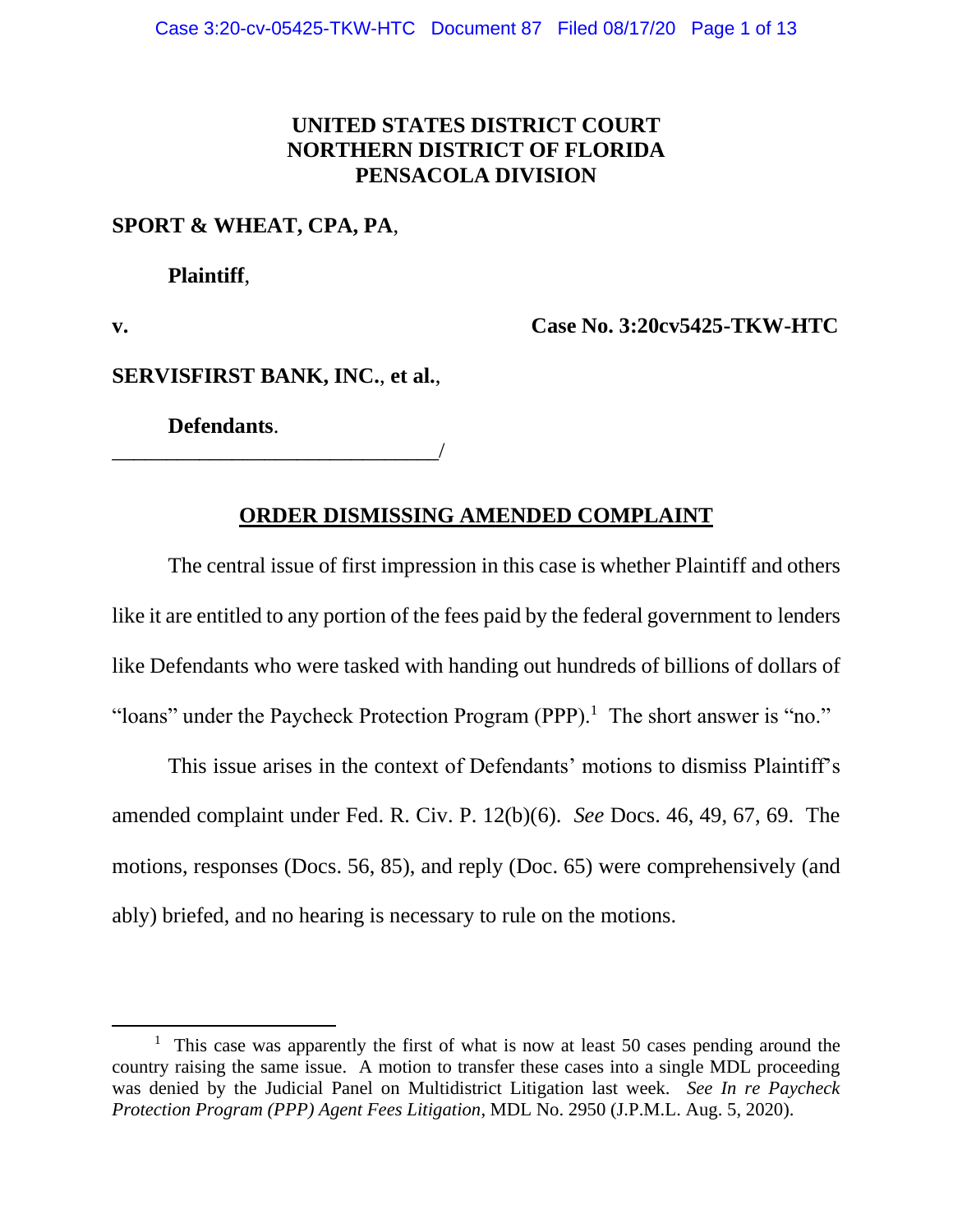**UNITED STATES DISTRICT COURT**
**NORTHERN DISTRICT OF FLORIDA**
**PENSACOLA DIVISION**

**SPORT & WHEAT, CPA, PA**,

**Plaintiff**,

**v.** **Case No. 3:20cv5425-TKW-HTC**

**SERVISFIRST BANK, INC.**, **et al.**,

**Defendants**.
_______________________________/

## ORDER DISMISSING AMENDED COMPLAINT

The central issue of first impression in this case is whether Plaintiff and others like it are entitled to any portion of the fees paid by the federal government to lenders like Defendants who were tasked with handing out hundreds of billions of dollars of "loans" under the Paycheck Protection Program (PPP).[1] The short answer is "no."

This issue arises in the context of Defendants' motions to dismiss Plaintiff's amended complaint under Fed. R. Civ. P. 12(b)(6). *See* Docs. 46, 49, 67, 69. The motions, responses (Docs. 56, 85), and reply (Doc. 65) were comprehensively (and ably) briefed, and no hearing is necessary to rule on the motions.

---

[1] This case was apparently the first of what is now at least 50 cases pending around the country raising the same issue. A motion to transfer these cases into a single MDL proceeding was denied by the Judicial Panel on Multidistrict Litigation last week. *See In re Paycheck Protection Program (PPP) Agent Fees Litigation*, MDL No. 2950 (J.P.M.L. Aug. 5, 2020).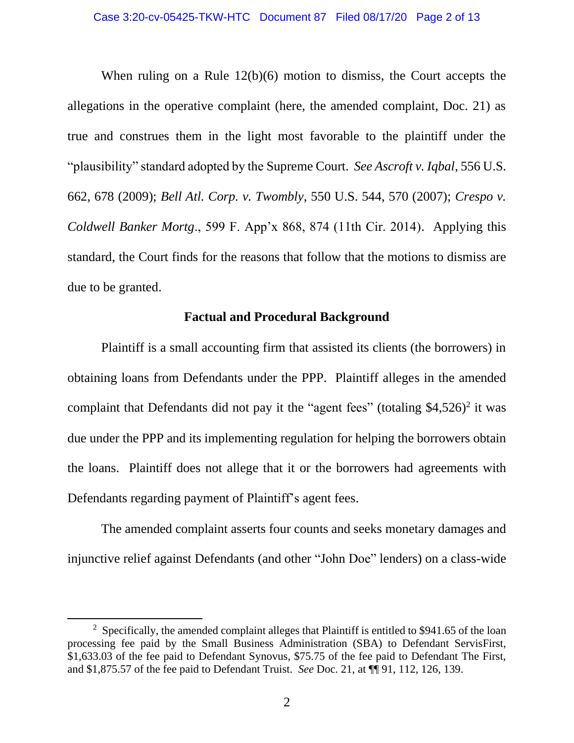When ruling on a Rule 12(b)(6) motion to dismiss, the Court accepts the allegations in the operative complaint (here, the amended complaint, Doc. 21) as true and construes them in the light most favorable to the plaintiff under the "plausibility" standard adopted by the Supreme Court. *See Ascroft v. Iqbal*, 556 U.S. 662, 678 (2009); *Bell Atl. Corp. v. Twombly*, 550 U.S. 544, 570 (2007); *Crespo v. Coldwell Banker Mortg*., 599 F. App'x 868, 874 (11th Cir. 2014). Applying this standard, the Court finds for the reasons that follow that the motions to dismiss are due to be granted.

**Factual and Procedural Background**

Plaintiff is a small accounting firm that assisted its clients (the borrowers) in obtaining loans from Defendants under the PPP. Plaintiff alleges in the amended complaint that Defendants did not pay it the "agent fees" (totaling $4,526)[2] it was due under the PPP and its implementing regulation for helping the borrowers obtain the loans. Plaintiff does not allege that it or the borrowers had agreements with Defendants regarding payment of Plaintiff's agent fees.

The amended complaint asserts four counts and seeks monetary damages and injunctive relief against Defendants (and other "John Doe" lenders) on a class-wide

[2] Specifically, the amended complaint alleges that Plaintiff is entitled to $941.65 of the loan processing fee paid by the Small Business Administration (SBA) to Defendant ServisFirst, $1,633.03 of the fee paid to Defendant Synovus, $75.75 of the fee paid to Defendant The First, and $1,875.57 of the fee paid to Defendant Truist. *See* Doc. 21, at ¶¶ 91, 112, 126, 139.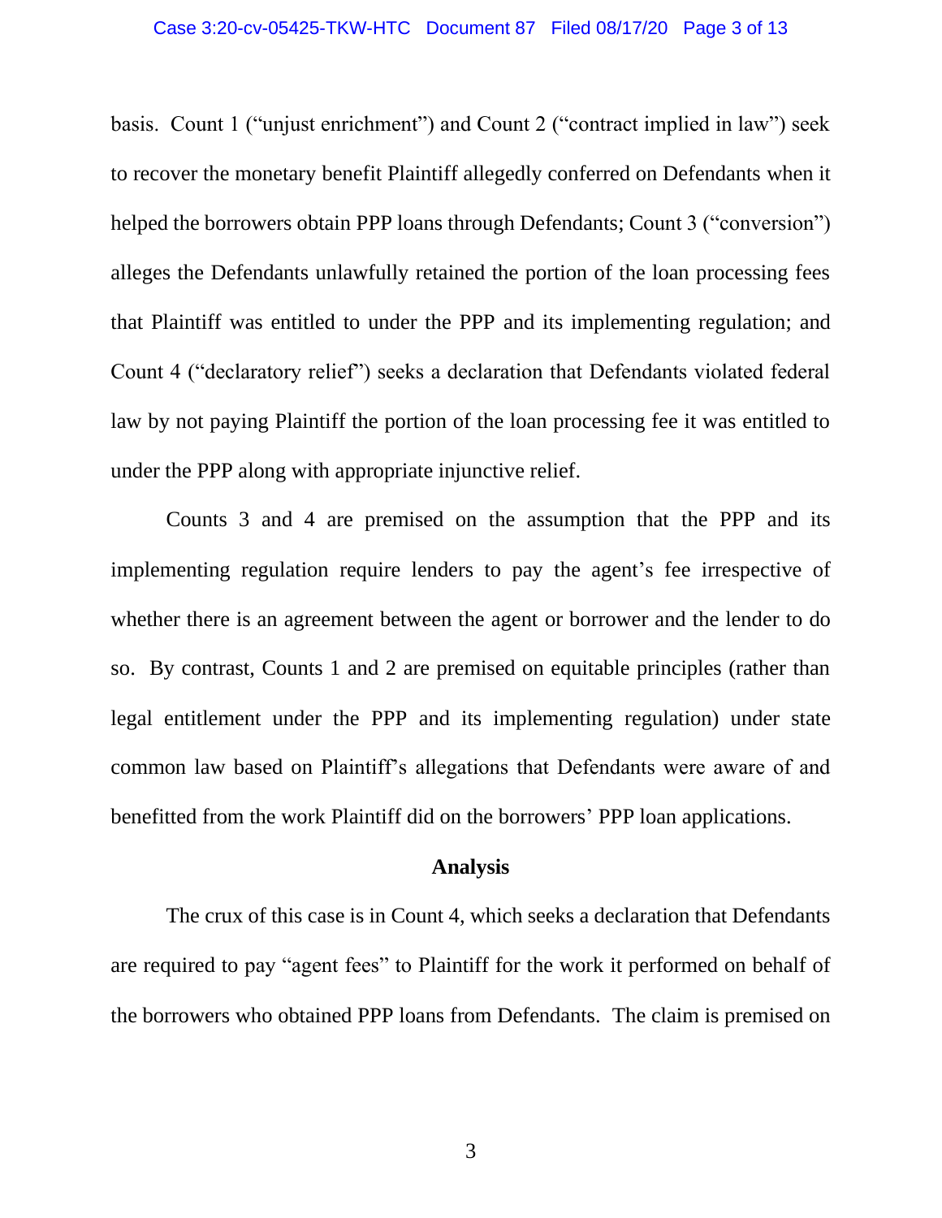basis. Count 1 ("unjust enrichment") and Count 2 ("contract implied in law") seek to recover the monetary benefit Plaintiff allegedly conferred on Defendants when it helped the borrowers obtain PPP loans through Defendants; Count 3 ("conversion") alleges the Defendants unlawfully retained the portion of the loan processing fees that Plaintiff was entitled to under the PPP and its implementing regulation; and Count 4 ("declaratory relief") seeks a declaration that Defendants violated federal law by not paying Plaintiff the portion of the loan processing fee it was entitled to under the PPP along with appropriate injunctive relief.

Counts 3 and 4 are premised on the assumption that the PPP and its implementing regulation require lenders to pay the agent's fee irrespective of whether there is an agreement between the agent or borrower and the lender to do so. By contrast, Counts 1 and 2 are premised on equitable principles (rather than legal entitlement under the PPP and its implementing regulation) under state common law based on Plaintiff's allegations that Defendants were aware of and benefitted from the work Plaintiff did on the borrowers' PPP loan applications.

**Analysis**

The crux of this case is in Count 4, which seeks a declaration that Defendants are required to pay "agent fees" to Plaintiff for the work it performed on behalf of the borrowers who obtained PPP loans from Defendants. The claim is premised on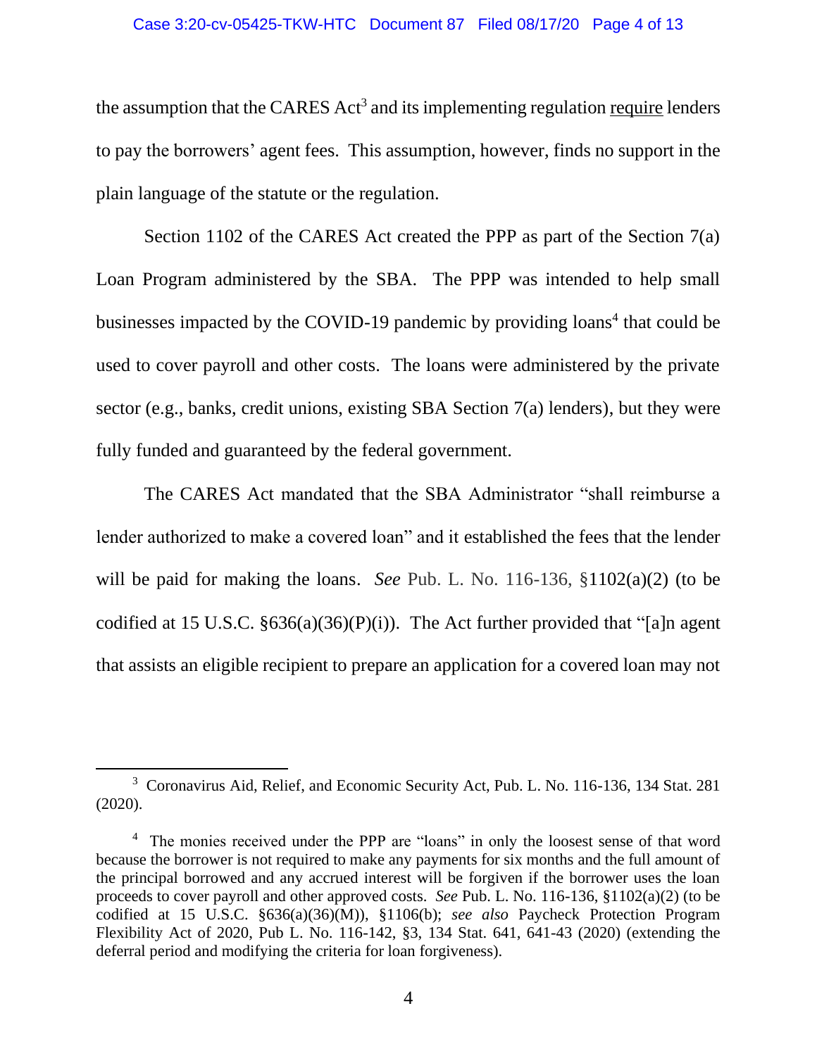the assumption that the CARES Act[3] and its implementing regulation <u>require</u> lenders to pay the borrowers' agent fees. This assumption, however, finds no support in the plain language of the statute or the regulation.

Section 1102 of the CARES Act created the PPP as part of the Section 7(a) Loan Program administered by the SBA. The PPP was intended to help small businesses impacted by the COVID-19 pandemic by providing loans[4] that could be used to cover payroll and other costs. The loans were administered by the private sector (e.g., banks, credit unions, existing SBA Section 7(a) lenders), but they were fully funded and guaranteed by the federal government.

The CARES Act mandated that the SBA Administrator "shall reimburse a lender authorized to make a covered loan" and it established the fees that the lender will be paid for making the loans. *See* Pub. L. No. 116-136, §1102(a)(2) (to be codified at 15 U.S.C. §636(a)(36)(P)(i)). The Act further provided that "[a]n agent that assists an eligible recipient to prepare an application for a covered loan may not

---

[3] Coronavirus Aid, Relief, and Economic Security Act, Pub. L. No. 116-136, 134 Stat. 281 (2020).

[4] The monies received under the PPP are "loans" in only the loosest sense of that word because the borrower is not required to make any payments for six months and the full amount of the principal borrowed and any accrued interest will be forgiven if the borrower uses the loan proceeds to cover payroll and other approved costs. *See* Pub. L. No. 116-136, §1102(a)(2) (to be codified at 15 U.S.C. §636(a)(36)(M)), §1106(b); *see also* Paycheck Protection Program Flexibility Act of 2020, Pub L. No. 116-142, §3, 134 Stat. 641, 641-43 (2020) (extending the deferral period and modifying the criteria for loan forgiveness).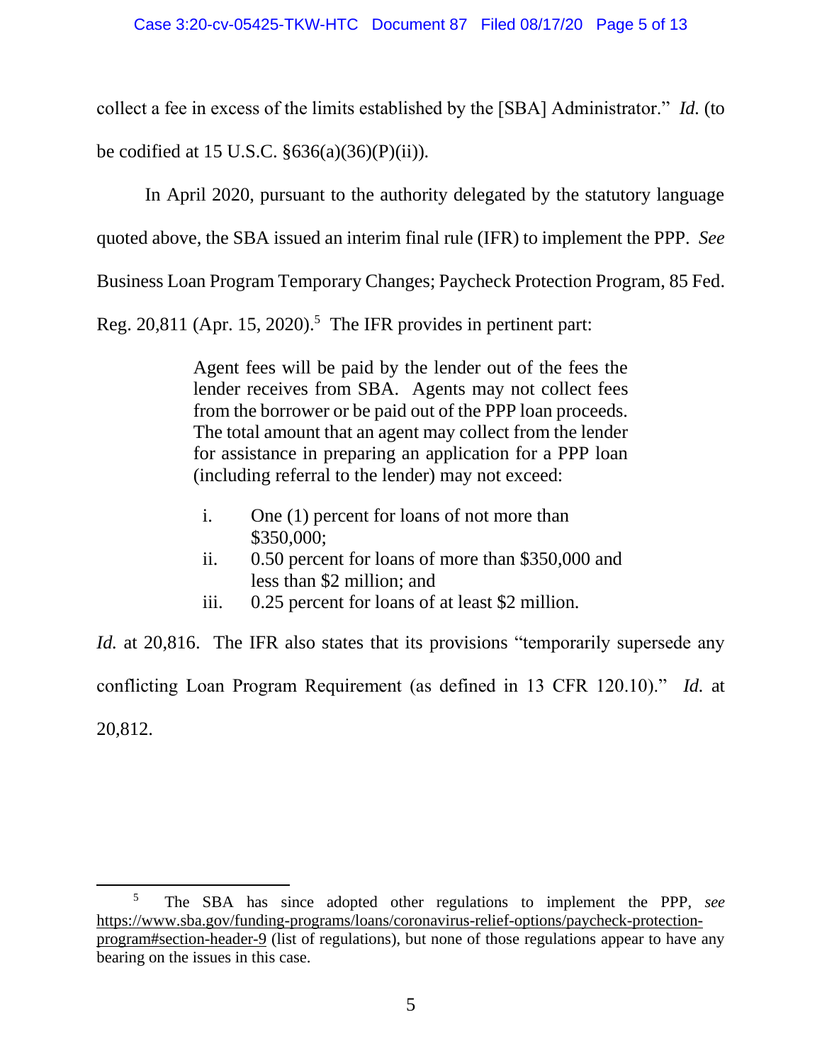collect a fee in excess of the limits established by the [SBA] Administrator." *Id.* (to be codified at 15 U.S.C. §636(a)(36)(P)(ii)).

In April 2020, pursuant to the authority delegated by the statutory language quoted above, the SBA issued an interim final rule (IFR) to implement the PPP. *See* Business Loan Program Temporary Changes; Paycheck Protection Program, 85 Fed. Reg. 20,811 (Apr. 15, 2020).[5] The IFR provides in pertinent part:

> Agent fees will be paid by the lender out of the fees the lender receives from SBA. Agents may not collect fees from the borrower or be paid out of the PPP loan proceeds. The total amount that an agent may collect from the lender for assistance in preparing an application for a PPP loan (including referral to the lender) may not exceed:
>
> i. One (1) percent for loans of not more than \$350,000;
> ii. 0.50 percent for loans of more than \$350,000 and less than \$2 million; and
> iii. 0.25 percent for loans of at least \$2 million.

*Id.* at 20,816. The IFR also states that its provisions "temporarily supersede any conflicting Loan Program Requirement (as defined in 13 CFR 120.10)." *Id.* at 20,812.

[5] The SBA has since adopted other regulations to implement the PPP, *see* https://www.sba.gov/funding-programs/loans/coronavirus-relief-options/paycheck-protection-program#section-header-9 (list of regulations), but none of those regulations appear to have any bearing on the issues in this case.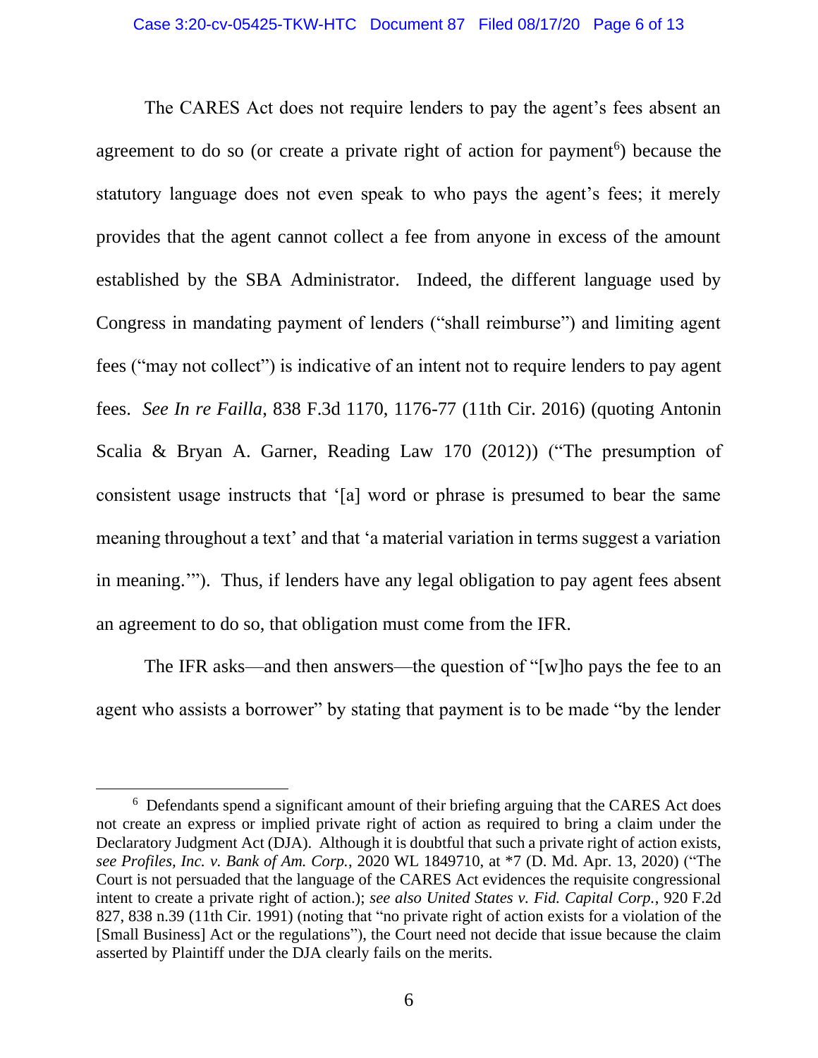The CARES Act does not require lenders to pay the agent's fees absent an agreement to do so (or create a private right of action for payment[6]) because the statutory language does not even speak to who pays the agent's fees; it merely provides that the agent cannot collect a fee from anyone in excess of the amount established by the SBA Administrator. Indeed, the different language used by Congress in mandating payment of lenders ("shall reimburse") and limiting agent fees ("may not collect") is indicative of an intent not to require lenders to pay agent fees. *See In re Failla*, 838 F.3d 1170, 1176-77 (11th Cir. 2016) (quoting Antonin Scalia & Bryan A. Garner, Reading Law 170 (2012)) ("The presumption of consistent usage instructs that '[a] word or phrase is presumed to bear the same meaning throughout a text' and that 'a material variation in terms suggest a variation in meaning.'"). Thus, if lenders have any legal obligation to pay agent fees absent an agreement to do so, that obligation must come from the IFR.

The IFR asks—and then answers—the question of "[w]ho pays the fee to an agent who assists a borrower" by stating that payment is to be made "by the lender

---

[6] Defendants spend a significant amount of their briefing arguing that the CARES Act does not create an express or implied private right of action as required to bring a claim under the Declaratory Judgment Act (DJA). Although it is doubtful that such a private right of action exists, *see Profiles, Inc. v. Bank of Am. Corp.*, 2020 WL 1849710, at *7 (D. Md. Apr. 13, 2020) ("The Court is not persuaded that the language of the CARES Act evidences the requisite congressional intent to create a private right of action.); *see also United States v. Fid. Capital Corp.*, 920 F.2d 827, 838 n.39 (11th Cir. 1991) (noting that "no private right of action exists for a violation of the [Small Business] Act or the regulations"), the Court need not decide that issue because the claim asserted by Plaintiff under the DJA clearly fails on the merits.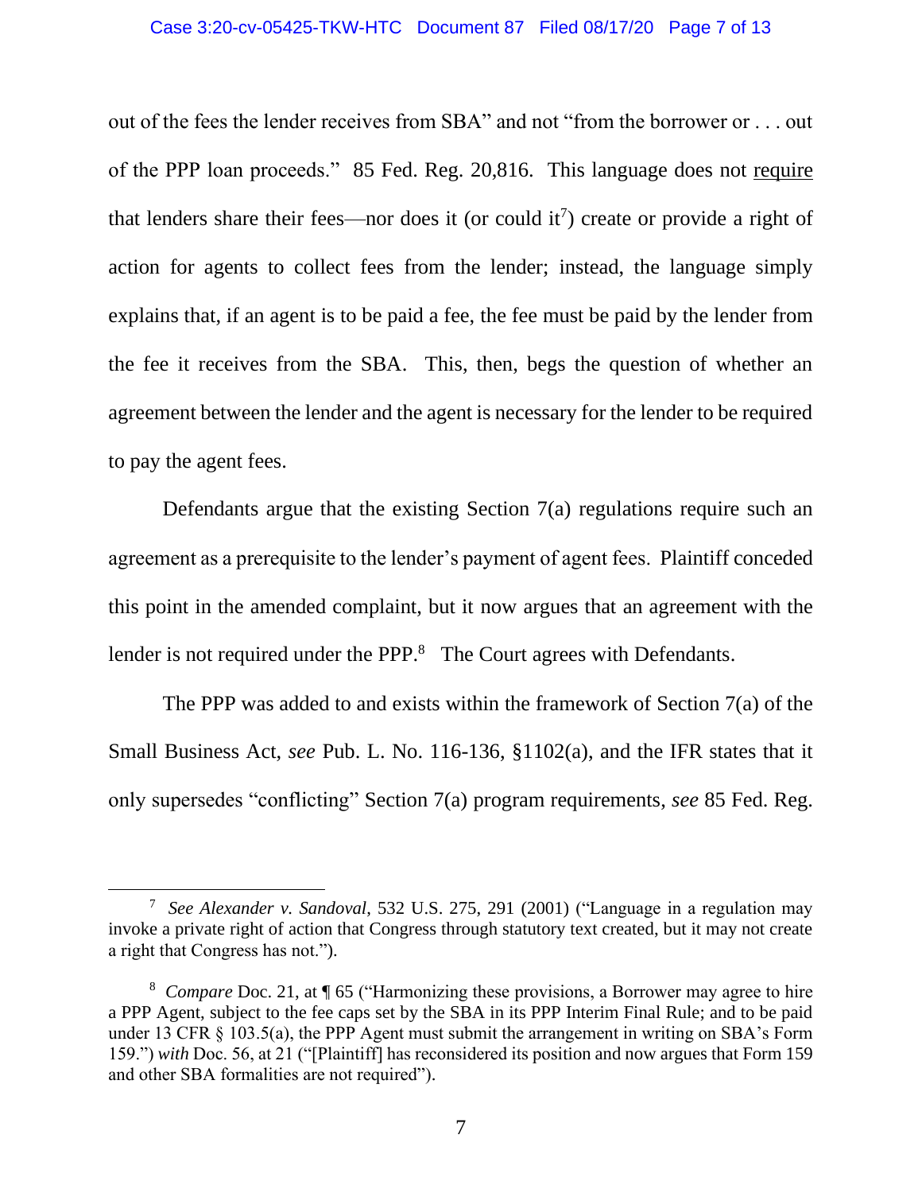out of the fees the lender receives from SBA" and not "from the borrower or . . . out of the PPP loan proceeds." 85 Fed. Reg. 20,816. This language does not require that lenders share their fees—nor does it (or could it[7]) create or provide a right of action for agents to collect fees from the lender; instead, the language simply explains that, if an agent is to be paid a fee, the fee must be paid by the lender from the fee it receives from the SBA. This, then, begs the question of whether an agreement between the lender and the agent is necessary for the lender to be required to pay the agent fees.

Defendants argue that the existing Section 7(a) regulations require such an agreement as a prerequisite to the lender's payment of agent fees. Plaintiff conceded this point in the amended complaint, but it now argues that an agreement with the lender is not required under the PPP.[8] The Court agrees with Defendants.

The PPP was added to and exists within the framework of Section 7(a) of the Small Business Act, *see* Pub. L. No. 116-136, §1102(a), and the IFR states that it only supersedes "conflicting" Section 7(a) program requirements, *see* 85 Fed. Reg.

---

[7] *See Alexander v. Sandoval*, 532 U.S. 275, 291 (2001) ("Language in a regulation may invoke a private right of action that Congress through statutory text created, but it may not create a right that Congress has not.").

[8] *Compare* Doc. 21, at ¶ 65 ("Harmonizing these provisions, a Borrower may agree to hire a PPP Agent, subject to the fee caps set by the SBA in its PPP Interim Final Rule; and to be paid under 13 CFR § 103.5(a), the PPP Agent must submit the arrangement in writing on SBA's Form 159.") *with* Doc. 56, at 21 ("[Plaintiff] has reconsidered its position and now argues that Form 159 and other SBA formalities are not required").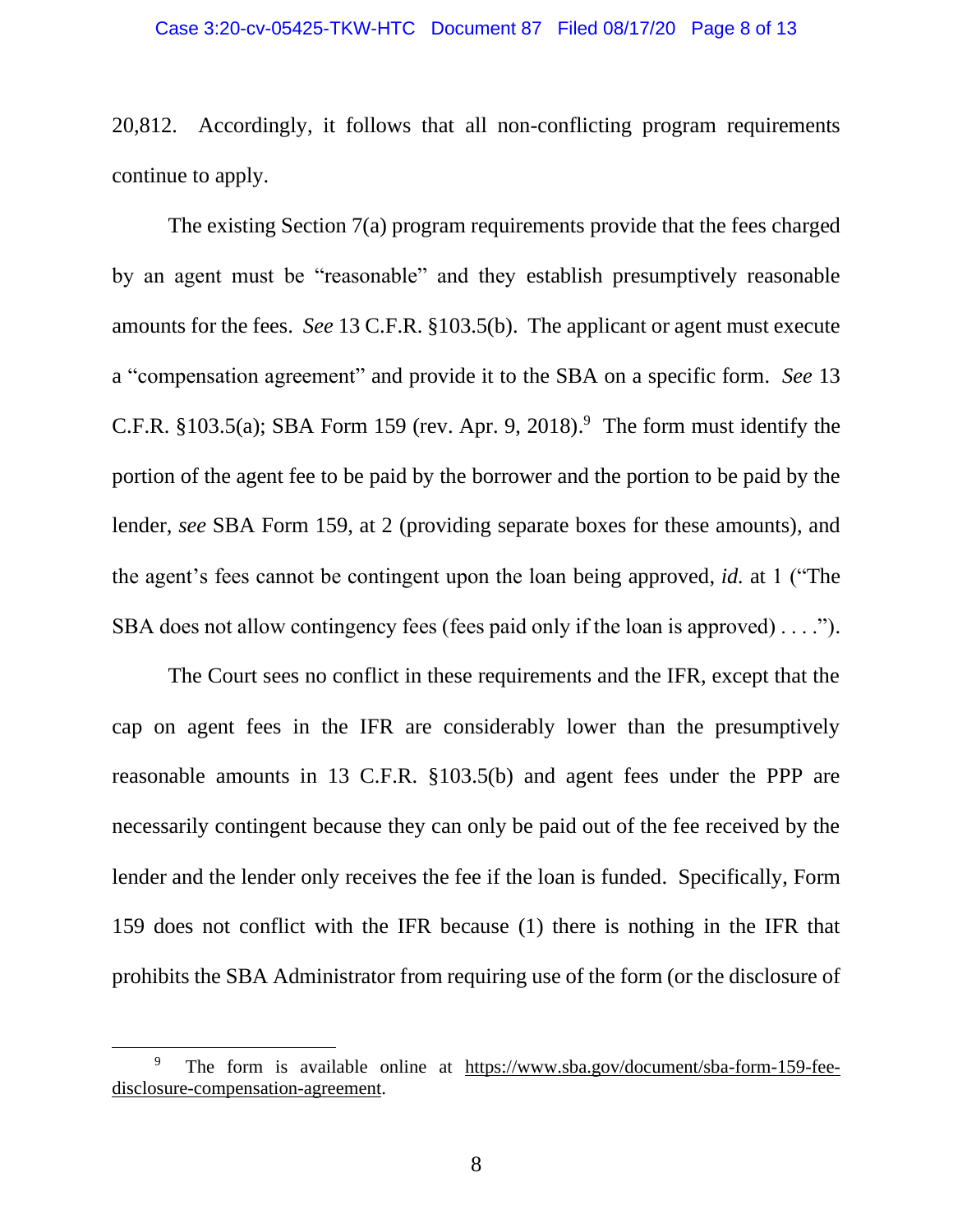20,812. Accordingly, it follows that all non-conflicting program requirements continue to apply.

The existing Section 7(a) program requirements provide that the fees charged by an agent must be "reasonable" and they establish presumptively reasonable amounts for the fees. *See* 13 C.F.R. §103.5(b). The applicant or agent must execute a "compensation agreement" and provide it to the SBA on a specific form. *See* 13 C.F.R. §103.5(a); SBA Form 159 (rev. Apr. 9, 2018).[9] The form must identify the portion of the agent fee to be paid by the borrower and the portion to be paid by the lender, *see* SBA Form 159, at 2 (providing separate boxes for these amounts), and the agent's fees cannot be contingent upon the loan being approved, *id.* at 1 ("The SBA does not allow contingency fees (fees paid only if the loan is approved) . . . .").

The Court sees no conflict in these requirements and the IFR, except that the cap on agent fees in the IFR are considerably lower than the presumptively reasonable amounts in 13 C.F.R. §103.5(b) and agent fees under the PPP are necessarily contingent because they can only be paid out of the fee received by the lender and the lender only receives the fee if the loan is funded. Specifically, Form 159 does not conflict with the IFR because (1) there is nothing in the IFR that prohibits the SBA Administrator from requiring use of the form (or the disclosure of

---

[9] The form is available online at https://www.sba.gov/document/sba-form-159-fee-disclosure-compensation-agreement.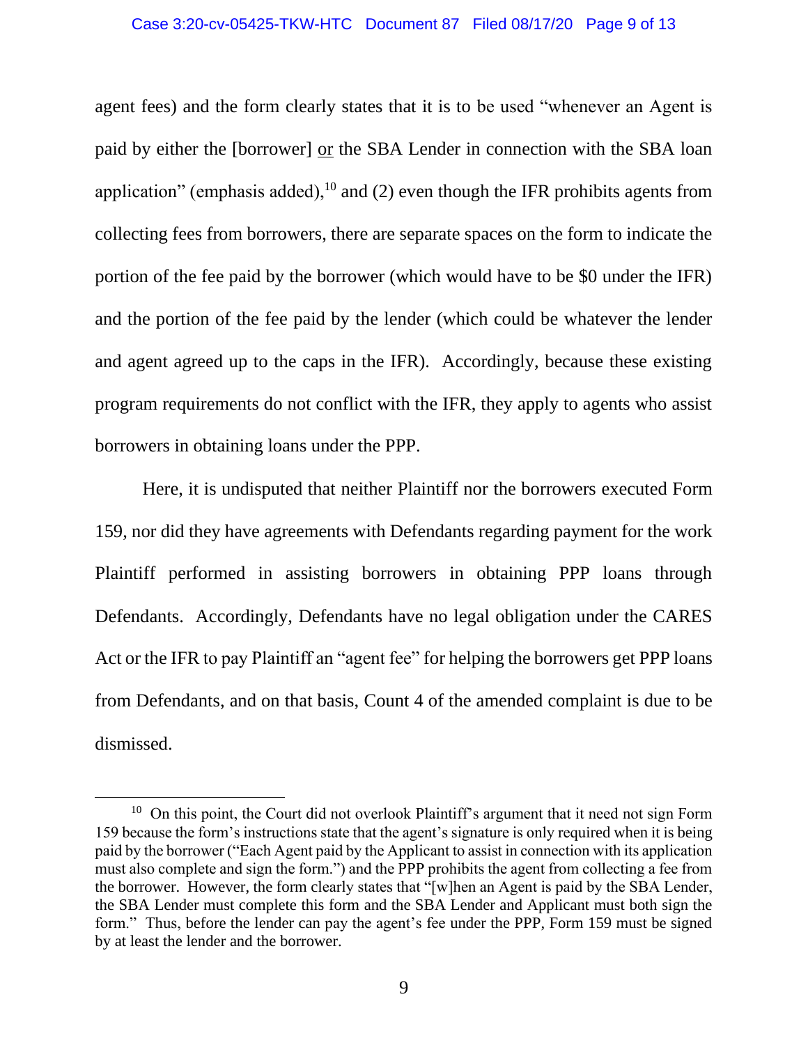agent fees) and the form clearly states that it is to be used "whenever an Agent is paid by either the [borrower] <u>or</u> the SBA Lender in connection with the SBA loan application" (emphasis added),[10] and (2) even though the IFR prohibits agents from collecting fees from borrowers, there are separate spaces on the form to indicate the portion of the fee paid by the borrower (which would have to be $0 under the IFR) and the portion of the fee paid by the lender (which could be whatever the lender and agent agreed up to the caps in the IFR). Accordingly, because these existing program requirements do not conflict with the IFR, they apply to agents who assist borrowers in obtaining loans under the PPP.

Here, it is undisputed that neither Plaintiff nor the borrowers executed Form 159, nor did they have agreements with Defendants regarding payment for the work Plaintiff performed in assisting borrowers in obtaining PPP loans through Defendants. Accordingly, Defendants have no legal obligation under the CARES Act or the IFR to pay Plaintiff an "agent fee" for helping the borrowers get PPP loans from Defendants, and on that basis, Count 4 of the amended complaint is due to be dismissed.

---

[10] On this point, the Court did not overlook Plaintiff's argument that it need not sign Form 159 because the form's instructions state that the agent's signature is only required when it is being paid by the borrower ("Each Agent paid by the Applicant to assist in connection with its application must also complete and sign the form.") and the PPP prohibits the agent from collecting a fee from the borrower. However, the form clearly states that "[w]hen an Agent is paid by the SBA Lender, the SBA Lender must complete this form and the SBA Lender and Applicant must both sign the form." Thus, before the lender can pay the agent's fee under the PPP, Form 159 must be signed by at least the lender and the borrower.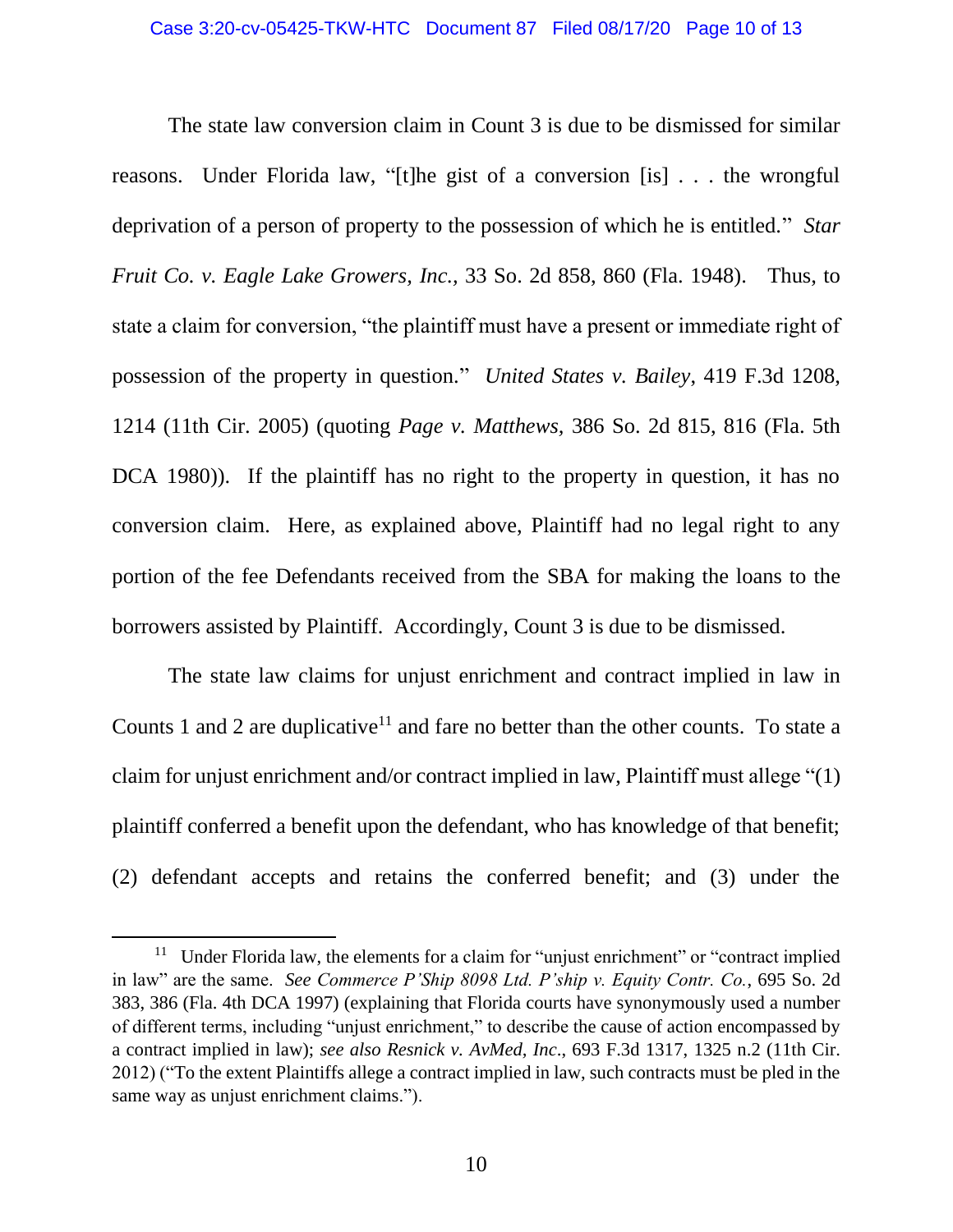The state law conversion claim in Count 3 is due to be dismissed for similar reasons. Under Florida law, "[t]he gist of a conversion [is] . . . the wrongful deprivation of a person of property to the possession of which he is entitled." *Star Fruit Co. v. Eagle Lake Growers, Inc.*, 33 So. 2d 858, 860 (Fla. 1948). Thus, to state a claim for conversion, "the plaintiff must have a present or immediate right of possession of the property in question." *United States v. Bailey*, 419 F.3d 1208, 1214 (11th Cir. 2005) (quoting *Page v. Matthews*, 386 So. 2d 815, 816 (Fla. 5th DCA 1980)). If the plaintiff has no right to the property in question, it has no conversion claim. Here, as explained above, Plaintiff had no legal right to any portion of the fee Defendants received from the SBA for making the loans to the borrowers assisted by Plaintiff. Accordingly, Count 3 is due to be dismissed.

The state law claims for unjust enrichment and contract implied in law in Counts 1 and 2 are duplicative[11] and fare no better than the other counts. To state a claim for unjust enrichment and/or contract implied in law, Plaintiff must allege "(1) plaintiff conferred a benefit upon the defendant, who has knowledge of that benefit; (2) defendant accepts and retains the conferred benefit; and (3) under the

---

[11] Under Florida law, the elements for a claim for "unjust enrichment" or "contract implied in law" are the same. *See Commerce P'Ship 8098 Ltd. P'ship v. Equity Contr. Co.*, 695 So. 2d 383, 386 (Fla. 4th DCA 1997) (explaining that Florida courts have synonymously used a number of different terms, including "unjust enrichment," to describe the cause of action encompassed by a contract implied in law); *see also Resnick v. AvMed, Inc.*, 693 F.3d 1317, 1325 n.2 (11th Cir. 2012) ("To the extent Plaintiffs allege a contract implied in law, such contracts must be pled in the same way as unjust enrichment claims.").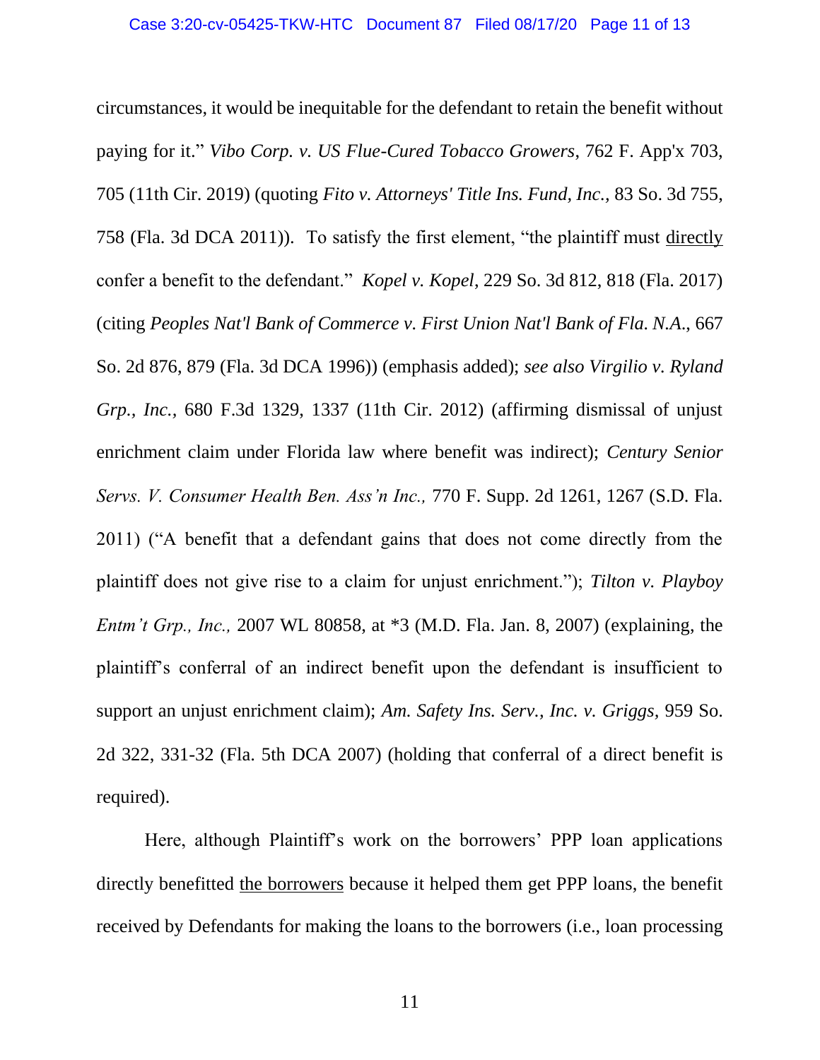circumstances, it would be inequitable for the defendant to retain the benefit without paying for it." *Vibo Corp. v. US Flue-Cured Tobacco Growers*, 762 F. App'x 703, 705 (11th Cir. 2019) (quoting *Fito v. Attorneys' Title Ins. Fund, Inc.*, 83 So. 3d 755, 758 (Fla. 3d DCA 2011)). To satisfy the first element, "the plaintiff must <u>directly</u> confer a benefit to the defendant." *Kopel v. Kopel*, 229 So. 3d 812, 818 (Fla. 2017) (citing *Peoples Nat'l Bank of Commerce v. First Union Nat'l Bank of Fla. N.A.*, 667 So. 2d 876, 879 (Fla. 3d DCA 1996)) (emphasis added); *see also Virgilio v. Ryland Grp., Inc.,* 680 F.3d 1329, 1337 (11th Cir. 2012) (affirming dismissal of unjust enrichment claim under Florida law where benefit was indirect); *Century Senior Servs. V. Consumer Health Ben. Ass'n Inc.,* 770 F. Supp. 2d 1261, 1267 (S.D. Fla. 2011) ("A benefit that a defendant gains that does not come directly from the plaintiff does not give rise to a claim for unjust enrichment."); *Tilton v. Playboy Entm't Grp., Inc.,* 2007 WL 80858, at *3 (M.D. Fla. Jan. 8, 2007) (explaining, the plaintiff's conferral of an indirect benefit upon the defendant is insufficient to support an unjust enrichment claim); *Am. Safety Ins. Serv., Inc. v. Griggs*, 959 So. 2d 322, 331-32 (Fla. 5th DCA 2007) (holding that conferral of a direct benefit is required).

Here, although Plaintiff's work on the borrowers' PPP loan applications directly benefitted <u>the borrowers</u> because it helped them get PPP loans, the benefit received by Defendants for making the loans to the borrowers (i.e., loan processing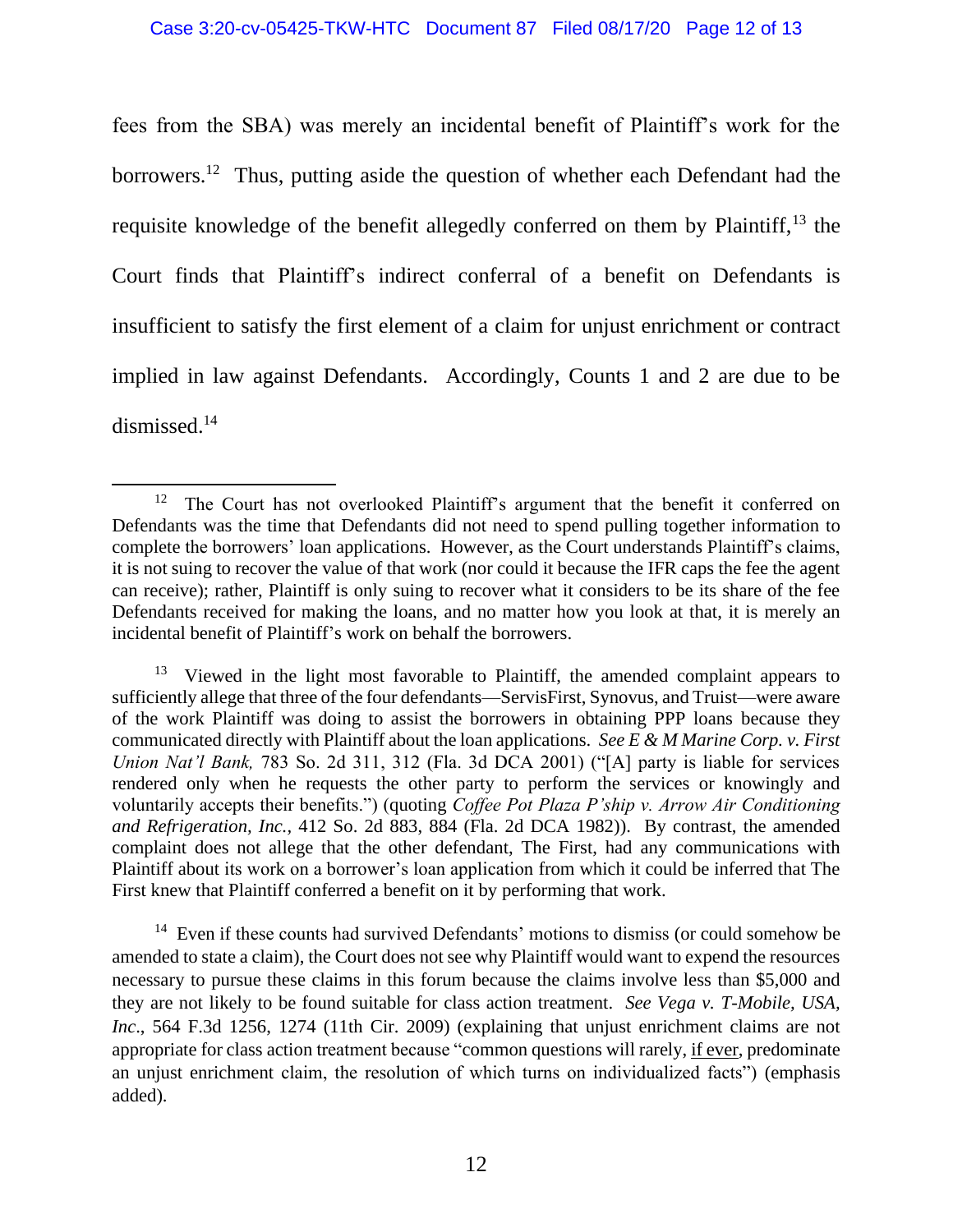fees from the SBA) was merely an incidental benefit of Plaintiff's work for the borrowers.[12] Thus, putting aside the question of whether each Defendant had the requisite knowledge of the benefit allegedly conferred on them by Plaintiff,[13] the Court finds that Plaintiff's indirect conferral of a benefit on Defendants is insufficient to satisfy the first element of a claim for unjust enrichment or contract implied in law against Defendants. Accordingly, Counts 1 and 2 are due to be dismissed.[14]

---

[12] The Court has not overlooked Plaintiff's argument that the benefit it conferred on Defendants was the time that Defendants did not need to spend pulling together information to complete the borrowers' loan applications. However, as the Court understands Plaintiff's claims, it is not suing to recover the value of that work (nor could it because the IFR caps the fee the agent can receive); rather, Plaintiff is only suing to recover what it considers to be its share of the fee Defendants received for making the loans, and no matter how you look at that, it is merely an incidental benefit of Plaintiff's work on behalf the borrowers.

[13] Viewed in the light most favorable to Plaintiff, the amended complaint appears to sufficiently allege that three of the four defendants—ServisFirst, Synovus, and Truist—were aware of the work Plaintiff was doing to assist the borrowers in obtaining PPP loans because they communicated directly with Plaintiff about the loan applications. *See E & M Marine Corp. v. First Union Nat'l Bank,* 783 So. 2d 311, 312 (Fla. 3d DCA 2001) ("[A] party is liable for services rendered only when he requests the other party to perform the services or knowingly and voluntarily accepts their benefits.") (quoting *Coffee Pot Plaza P'ship v. Arrow Air Conditioning and Refrigeration, Inc.*, 412 So. 2d 883, 884 (Fla. 2d DCA 1982)). By contrast, the amended complaint does not allege that the other defendant, The First, had any communications with Plaintiff about its work on a borrower's loan application from which it could be inferred that The First knew that Plaintiff conferred a benefit on it by performing that work.

[14] Even if these counts had survived Defendants' motions to dismiss (or could somehow be amended to state a claim), the Court does not see why Plaintiff would want to expend the resources necessary to pursue these claims in this forum because the claims involve less than $5,000 and they are not likely to be found suitable for class action treatment. *See Vega v. T-Mobile, USA, Inc.*, 564 F.3d 1256, 1274 (11th Cir. 2009) (explaining that unjust enrichment claims are not appropriate for class action treatment because "common questions will rarely, <u>if ever</u>, predominate an unjust enrichment claim, the resolution of which turns on individualized facts") (emphasis added).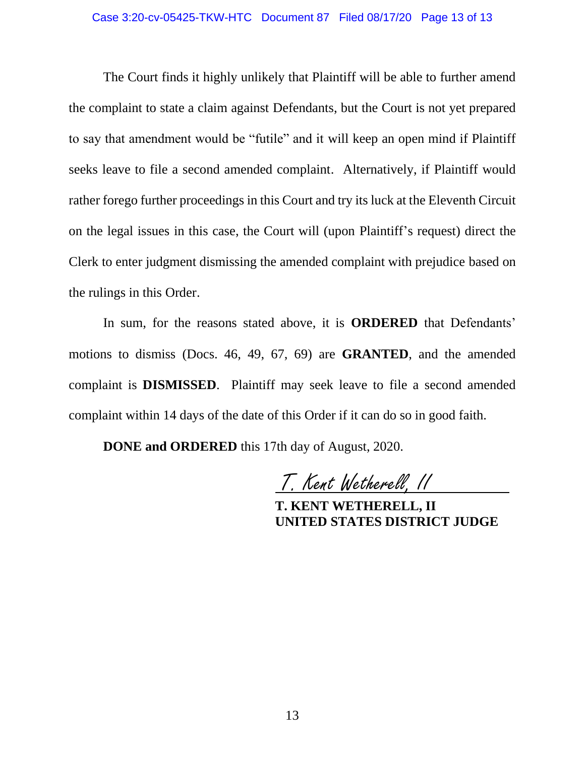The Court finds it highly unlikely that Plaintiff will be able to further amend the complaint to state a claim against Defendants, but the Court is not yet prepared to say that amendment would be "futile" and it will keep an open mind if Plaintiff seeks leave to file a second amended complaint. Alternatively, if Plaintiff would rather forego further proceedings in this Court and try its luck at the Eleventh Circuit on the legal issues in this case, the Court will (upon Plaintiff's request) direct the Clerk to enter judgment dismissing the amended complaint with prejudice based on the rulings in this Order.

In sum, for the reasons stated above, it is **ORDERED** that Defendants' motions to dismiss (Docs. 46, 49, 67, 69) are **GRANTED**, and the amended complaint is **DISMISSED**. Plaintiff may seek leave to file a second amended complaint within 14 days of the date of this Order if it can do so in good faith.

**DONE and ORDERED** this 17th day of August, 2020.

T. Kent Wetherell, II

**T. KENT WETHERELL, II**
**UNITED STATES DISTRICT JUDGE**